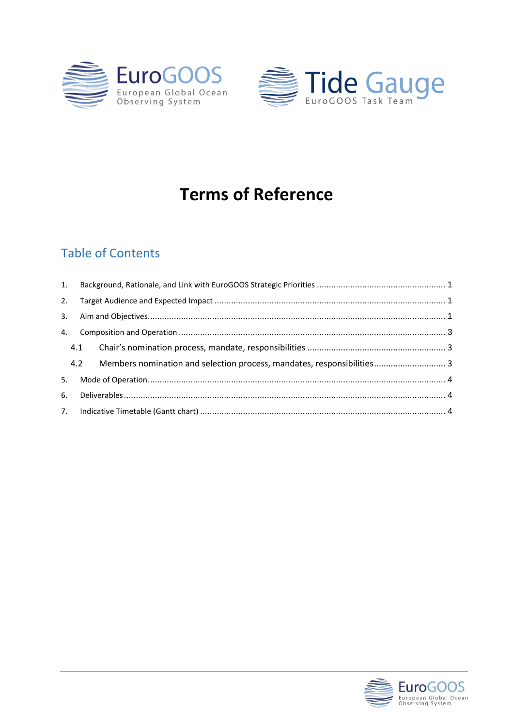EuroGOOS European Global Ocean Observing System

Tide Gauge EuroGOOS Task Team

# Terms of Reference

## Table of Contents

1. Background, Rationale, and Link with EuroGOOS Strategic Priorities ..... 1
2. Target Audience and Expected Impact ..... 1
3. Aim and Objectives ..... 1
4. Composition and Operation ..... 3
   - 4.1 Chair's nomination process, mandate, responsibilities ..... 3
   - 4.2 Members nomination and selection process, mandates, responsibilities ..... 3
5. Mode of Operation ..... 4
6. Deliverables ..... 4
7. Indicative Timetable (Gantt chart) ..... 4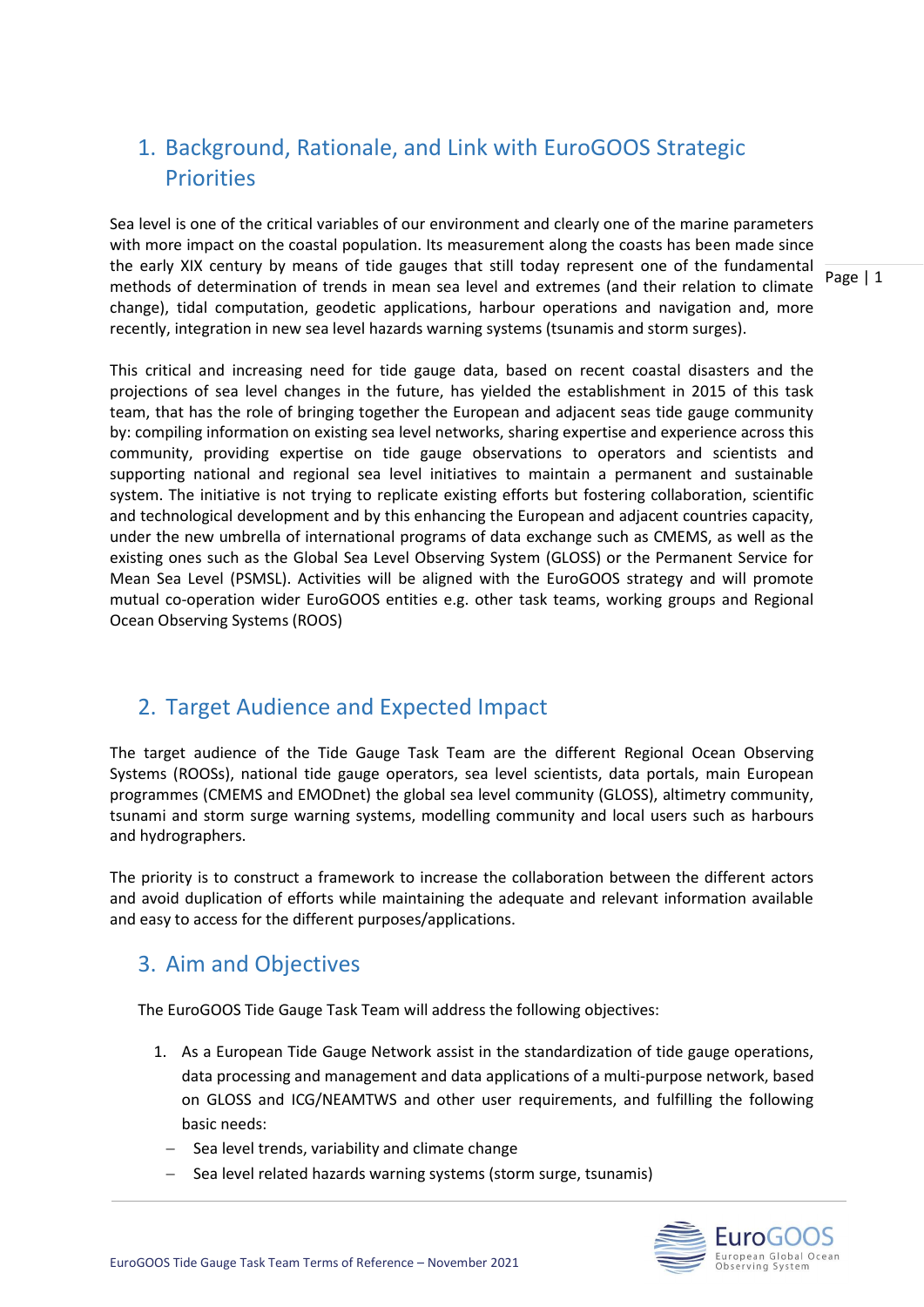## 1. Background, Rationale, and Link with EuroGOOS Strategic Priorities

Sea level is one of the critical variables of our environment and clearly one of the marine parameters with more impact on the coastal population. Its measurement along the coasts has been made since the early XIX century by means of tide gauges that still today represent one of the fundamental methods of determination of trends in mean sea level and extremes (and their relation to climate change), tidal computation, geodetic applications, harbour operations and navigation and, more recently, integration in new sea level hazards warning systems (tsunamis and storm surges).

This critical and increasing need for tide gauge data, based on recent coastal disasters and the projections of sea level changes in the future, has yielded the establishment in 2015 of this task team, that has the role of bringing together the European and adjacent seas tide gauge community by: compiling information on existing sea level networks, sharing expertise and experience across this community, providing expertise on tide gauge observations to operators and scientists and supporting national and regional sea level initiatives to maintain a permanent and sustainable system. The initiative is not trying to replicate existing efforts but fostering collaboration, scientific and technological development and by this enhancing the European and adjacent countries capacity, under the new umbrella of international programs of data exchange such as CMEMS, as well as the existing ones such as the Global Sea Level Observing System (GLOSS) or the Permanent Service for Mean Sea Level (PSMSL). Activities will be aligned with the EuroGOOS strategy and will promote mutual co-operation wider EuroGOOS entities e.g. other task teams, working groups and Regional Ocean Observing Systems (ROOS)

## 2. Target Audience and Expected Impact

The target audience of the Tide Gauge Task Team are the different Regional Ocean Observing Systems (ROOSs), national tide gauge operators, sea level scientists, data portals, main European programmes (CMEMS and EMODnet) the global sea level community (GLOSS), altimetry community, tsunami and storm surge warning systems, modelling community and local users such as harbours and hydrographers.

The priority is to construct a framework to increase the collaboration between the different actors and avoid duplication of efforts while maintaining the adequate and relevant information available and easy to access for the different purposes/applications.

## 3. Aim and Objectives

The EuroGOOS Tide Gauge Task Team will address the following objectives:

1. As a European Tide Gauge Network assist in the standardization of tide gauge operations, data processing and management and data applications of a multi-purpose network, based on GLOSS and ICG/NEAMTWS and other user requirements, and fulfilling the following basic needs:
   - Sea level trends, variability and climate change
   - Sea level related hazards warning systems (storm surge, tsunamis)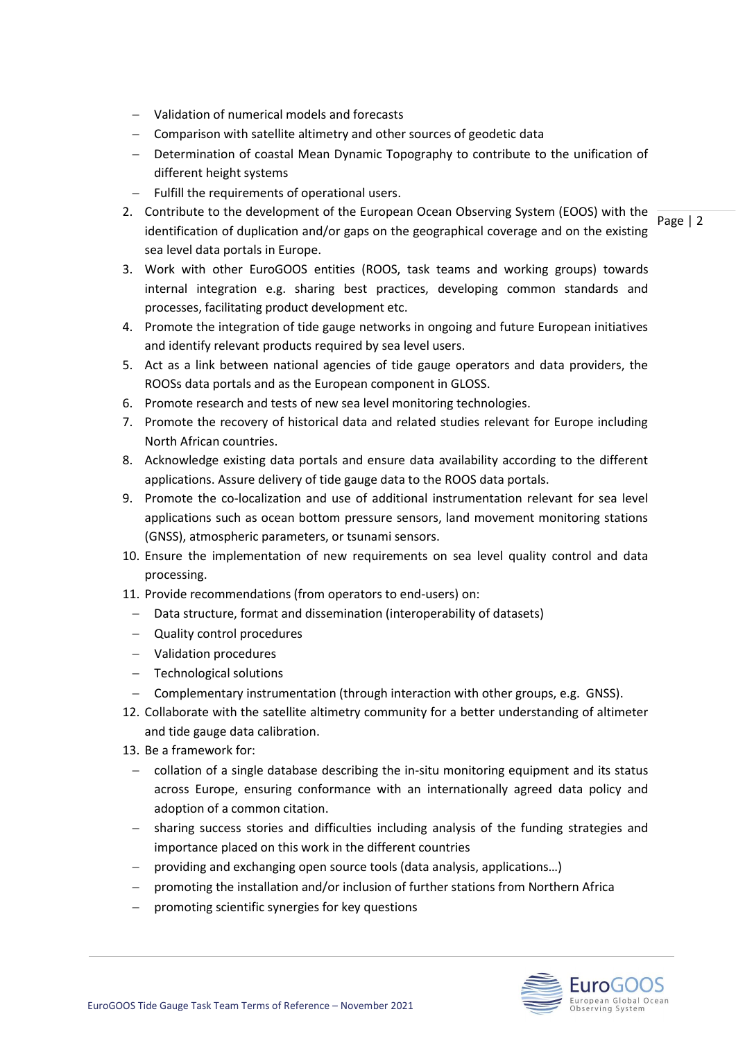- Validation of numerical models and forecasts
- Comparison with satellite altimetry and other sources of geodetic data
- Determination of coastal Mean Dynamic Topography to contribute to the unification of different height systems
- Fulfill the requirements of operational users.

2. Contribute to the development of the European Ocean Observing System (EOOS) with the identification of duplication and/or gaps on the geographical coverage and on the existing sea level data portals in Europe.
3. Work with other EuroGOOS entities (ROOS, task teams and working groups) towards internal integration e.g. sharing best practices, developing common standards and processes, facilitating product development etc.
4. Promote the integration of tide gauge networks in ongoing and future European initiatives and identify relevant products required by sea level users.
5. Act as a link between national agencies of tide gauge operators and data providers, the ROOSs data portals and as the European component in GLOSS.
6. Promote research and tests of new sea level monitoring technologies.
7. Promote the recovery of historical data and related studies relevant for Europe including North African countries.
8. Acknowledge existing data portals and ensure data availability according to the different applications. Assure delivery of tide gauge data to the ROOS data portals.
9. Promote the co-localization and use of additional instrumentation relevant for sea level applications such as ocean bottom pressure sensors, land movement monitoring stations (GNSS), atmospheric parameters, or tsunami sensors.
10. Ensure the implementation of new requirements on sea level quality control and data processing.
11. Provide recommendations (from operators to end-users) on:
    - Data structure, format and dissemination (interoperability of datasets)
    - Quality control procedures
    - Validation procedures
    - Technological solutions
    - Complementary instrumentation (through interaction with other groups, e.g. GNSS).
12. Collaborate with the satellite altimetry community for a better understanding of altimeter and tide gauge data calibration.
13. Be a framework for:
    - collation of a single database describing the in-situ monitoring equipment and its status across Europe, ensuring conformance with an internationally agreed data policy and adoption of a common citation.
    - sharing success stories and difficulties including analysis of the funding strategies and importance placed on this work in the different countries
    - providing and exchanging open source tools (data analysis, applications…)
    - promoting the installation and/or inclusion of further stations from Northern Africa
    - promoting scientific synergies for key questions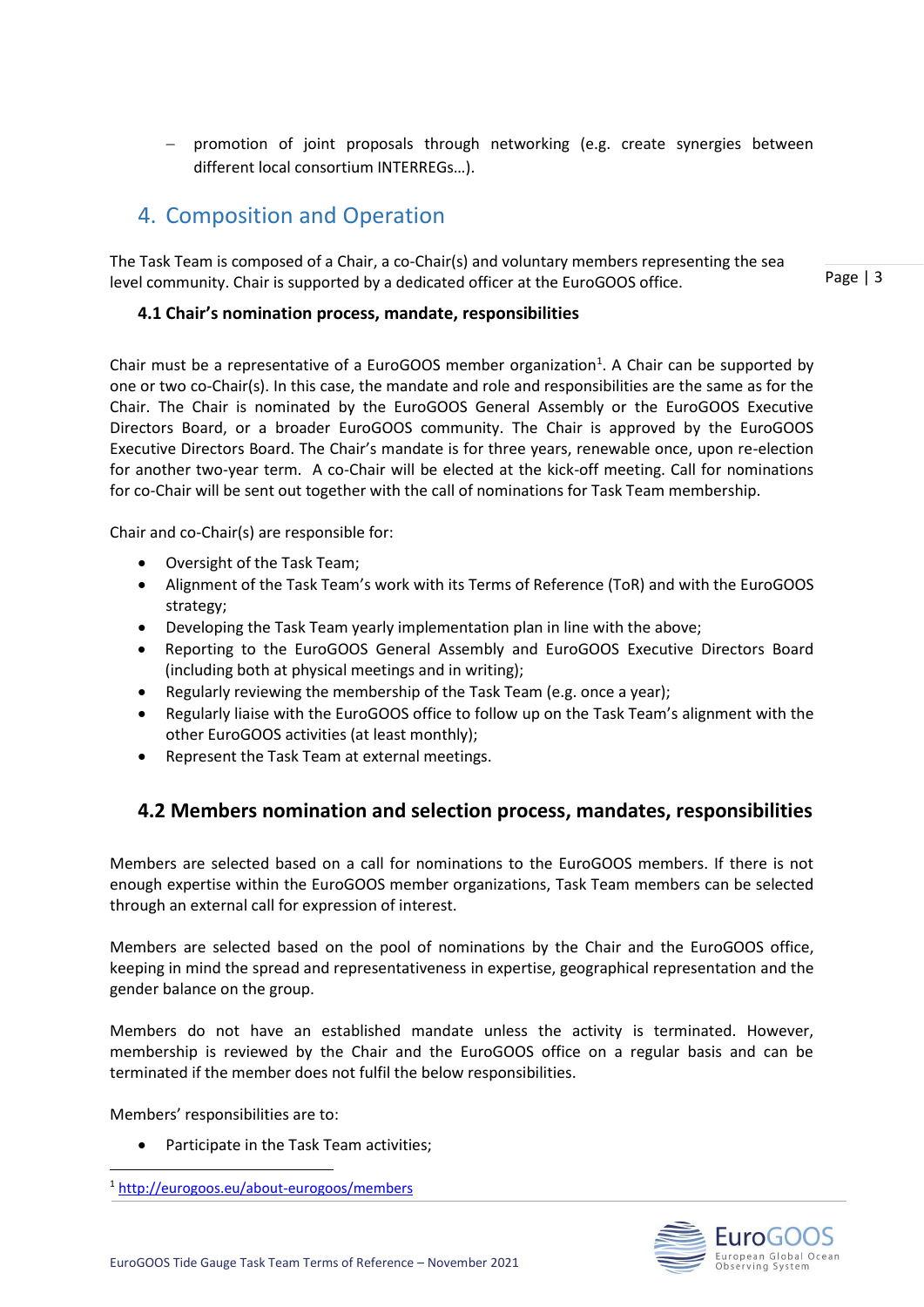– promotion of joint proposals through networking (e.g. create synergies between different local consortium INTERREGs…).

## 4. Composition and Operation

The Task Team is composed of a Chair, a co-Chair(s) and voluntary members representing the sea level community. Chair is supported by a dedicated officer at the EuroGOOS office.

### 4.1 Chair's nomination process, mandate, responsibilities

Chair must be a representative of a EuroGOOS member organization[1]. A Chair can be supported by one or two co-Chair(s). In this case, the mandate and role and responsibilities are the same as for the Chair. The Chair is nominated by the EuroGOOS General Assembly or the EuroGOOS Executive Directors Board, or a broader EuroGOOS community. The Chair is approved by the EuroGOOS Executive Directors Board. The Chair's mandate is for three years, renewable once, upon re-election for another two-year term. A co-Chair will be elected at the kick-off meeting. Call for nominations for co-Chair will be sent out together with the call of nominations for Task Team membership.

Chair and co-Chair(s) are responsible for:

- Oversight of the Task Team;
- Alignment of the Task Team's work with its Terms of Reference (ToR) and with the EuroGOOS strategy;
- Developing the Task Team yearly implementation plan in line with the above;
- Reporting to the EuroGOOS General Assembly and EuroGOOS Executive Directors Board (including both at physical meetings and in writing);
- Regularly reviewing the membership of the Task Team (e.g. once a year);
- Regularly liaise with the EuroGOOS office to follow up on the Task Team's alignment with the other EuroGOOS activities (at least monthly);
- Represent the Task Team at external meetings.

### 4.2 Members nomination and selection process, mandates, responsibilities

Members are selected based on a call for nominations to the EuroGOOS members. If there is not enough expertise within the EuroGOOS member organizations, Task Team members can be selected through an external call for expression of interest.

Members are selected based on the pool of nominations by the Chair and the EuroGOOS office, keeping in mind the spread and representativeness in expertise, geographical representation and the gender balance on the group.

Members do not have an established mandate unless the activity is terminated. However, membership is reviewed by the Chair and the EuroGOOS office on a regular basis and can be terminated if the member does not fulfil the below responsibilities.

Members' responsibilities are to:

- Participate in the Task Team activities;

[1] http://eurogoos.eu/about-eurogoos/members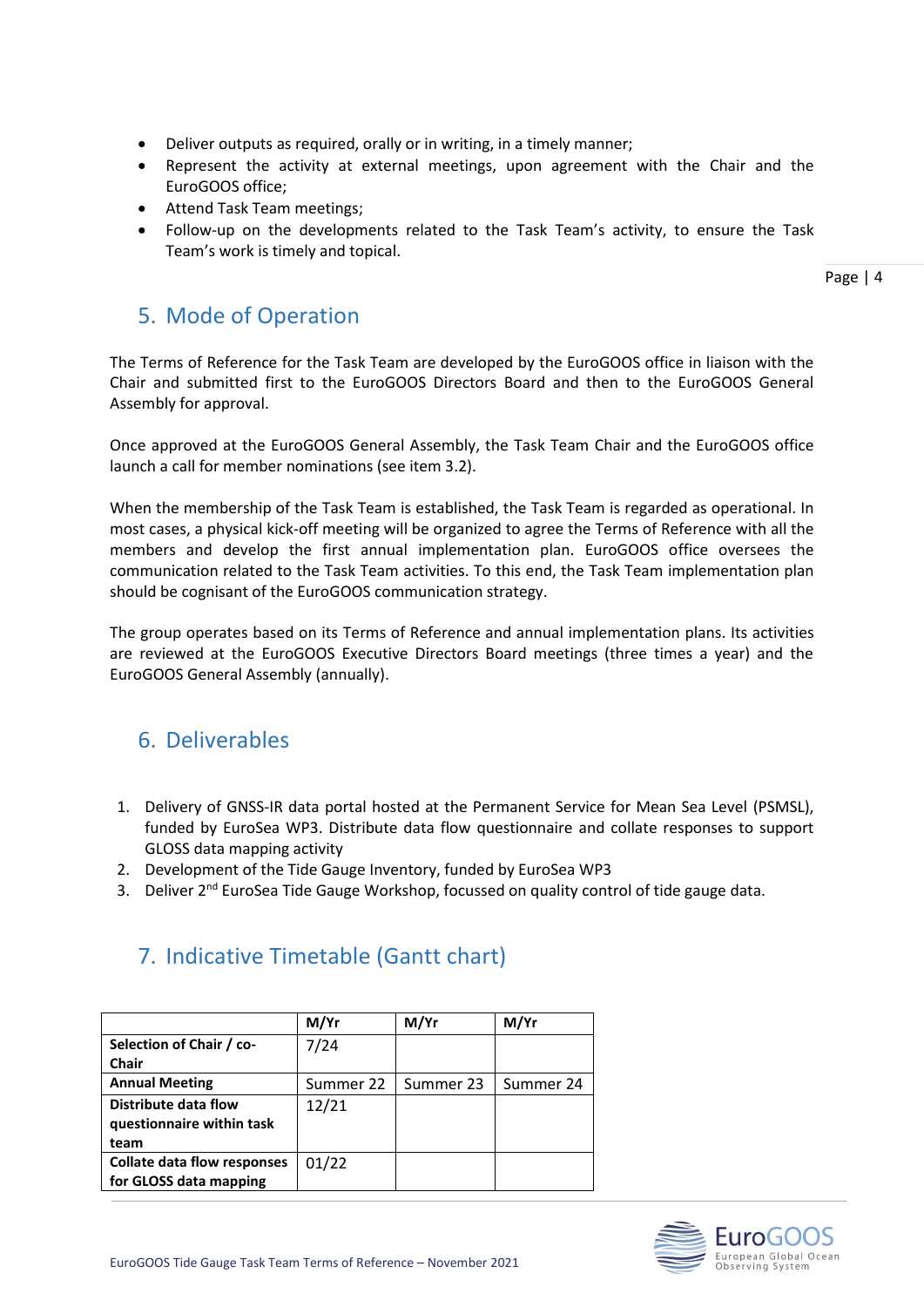- Deliver outputs as required, orally or in writing, in a timely manner;
- Represent the activity at external meetings, upon agreement with the Chair and the EuroGOOS office;
- Attend Task Team meetings;
- Follow-up on the developments related to the Task Team's activity, to ensure the Task Team's work is timely and topical.

## 5. Mode of Operation

The Terms of Reference for the Task Team are developed by the EuroGOOS office in liaison with the Chair and submitted first to the EuroGOOS Directors Board and then to the EuroGOOS General Assembly for approval.

Once approved at the EuroGOOS General Assembly, the Task Team Chair and the EuroGOOS office launch a call for member nominations (see item 3.2).

When the membership of the Task Team is established, the Task Team is regarded as operational. In most cases, a physical kick-off meeting will be organized to agree the Terms of Reference with all the members and develop the first annual implementation plan. EuroGOOS office oversees the communication related to the Task Team activities. To this end, the Task Team implementation plan should be cognisant of the EuroGOOS communication strategy.

The group operates based on its Terms of Reference and annual implementation plans. Its activities are reviewed at the EuroGOOS Executive Directors Board meetings (three times a year) and the EuroGOOS General Assembly (annually).

## 6. Deliverables

1. Delivery of GNSS-IR data portal hosted at the Permanent Service for Mean Sea Level (PSMSL), funded by EuroSea WP3. Distribute data flow questionnaire and collate responses to support GLOSS data mapping activity
2. Development of the Tide Gauge Inventory, funded by EuroSea WP3
3. Deliver 2nd EuroSea Tide Gauge Workshop, focussed on quality control of tide gauge data.

## 7. Indicative Timetable (Gantt chart)

| | M/Yr | M/Yr | M/Yr |
|---|---|---|---|
| **Selection of Chair / co-Chair** | 7/24 | | |
| **Annual Meeting** | Summer 22 | Summer 23 | Summer 24 |
| **Distribute data flow questionnaire within task team** | 12/21 | | |
| **Collate data flow responses for GLOSS data mapping** | 01/22 | | |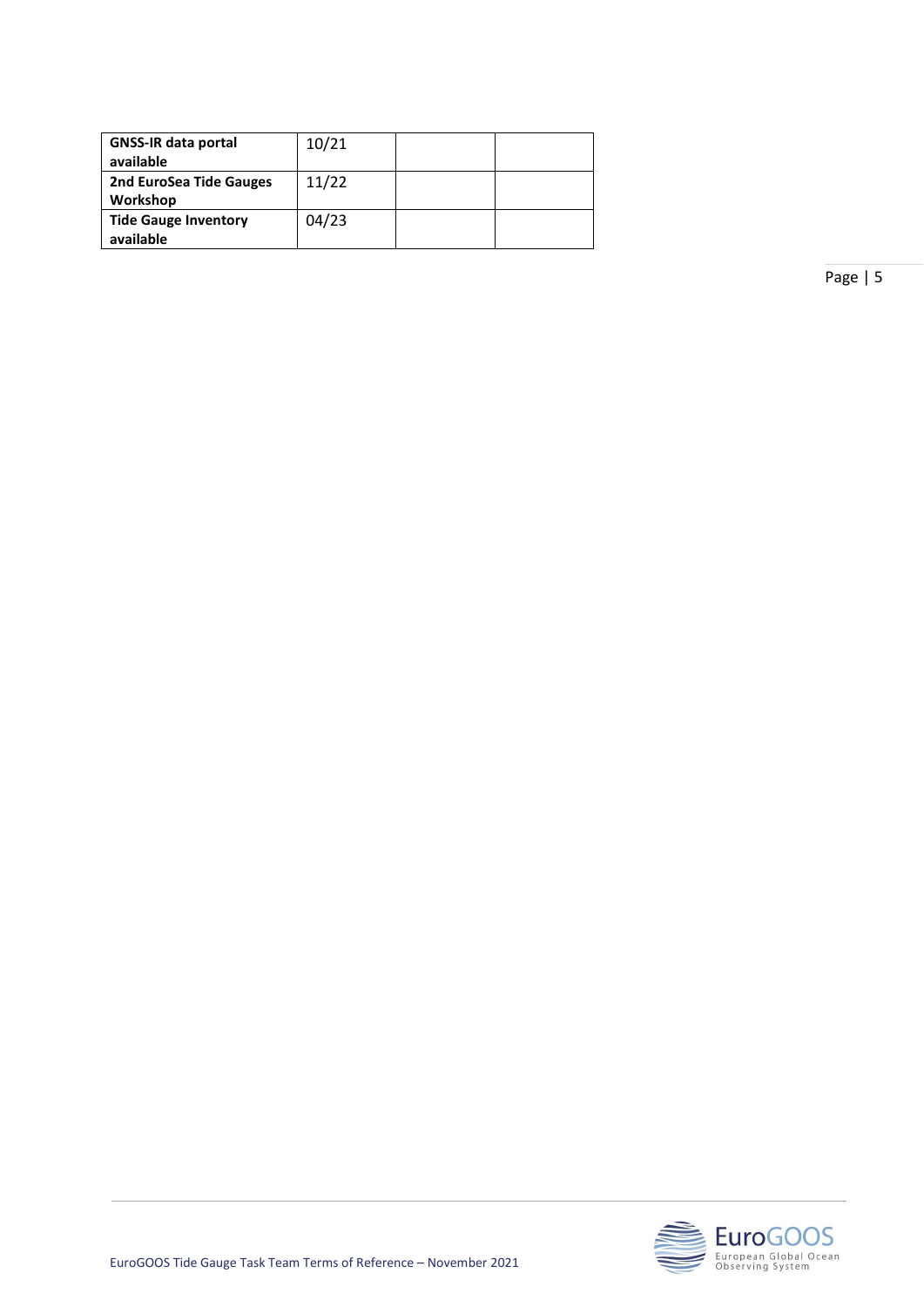| | | | |
|---|---|---|---|
| **GNSS-IR data portal available** | 10/21 | | |
| **2nd EuroSea Tide Gauges Workshop** | 11/22 | | |
| **Tide Gauge Inventory available** | 04/23 | | |